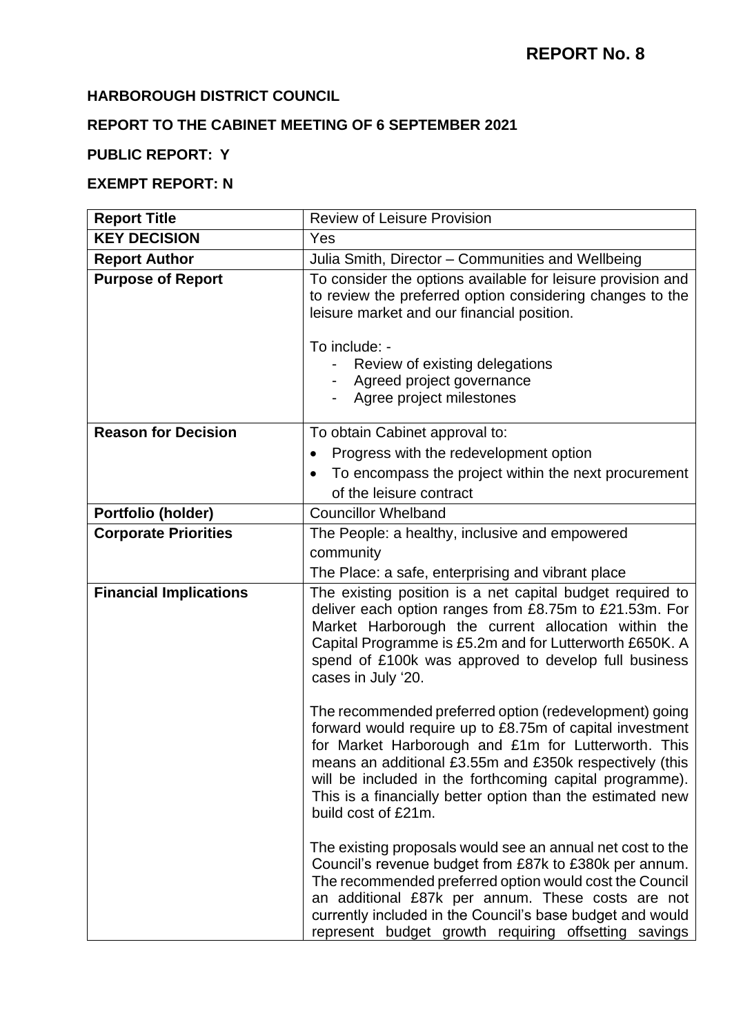**REPORT No. 8**

**HARBOROUGH DISTRICT COUNCIL**

**REPORT TO THE CABINET MEETING OF 6 SEPTEMBER 2021**

**PUBLIC REPORT: Y**

**EXEMPT REPORT: N**

| **Report Title** | Review of Leisure Provision |
|---|---|
| **KEY DECISION** | Yes |
| **Report Author** | Julia Smith, Director – Communities and Wellbeing |
| **Purpose of Report** | To consider the options available for leisure provision and to review the preferred option considering changes to the leisure market and our financial position.<br><br>To include: -<br>- Review of existing delegations<br>- Agreed project governance<br>- Agree project milestones |
| **Reason for Decision** | To obtain Cabinet approval to:<br>• Progress with the redevelopment option<br>• To encompass the project within the next procurement of the leisure contract |
| **Portfolio (holder)** | Councillor Whelband |
| **Corporate Priorities** | The People: a healthy, inclusive and empowered community<br>The Place: a safe, enterprising and vibrant place |
| **Financial Implications** | The existing position is a net capital budget required to deliver each option ranges from £8.75m to £21.53m. For Market Harborough the current allocation within the Capital Programme is £5.2m and for Lutterworth £650K. A spend of £100k was approved to develop full business cases in July '20.<br><br>The recommended preferred option (redevelopment) going forward would require up to £8.75m of capital investment for Market Harborough and £1m for Lutterworth. This means an additional £3.55m and £350k respectively (this will be included in the forthcoming capital programme). This is a financially better option than the estimated new build cost of £21m.<br><br>The existing proposals would see an annual net cost to the Council's revenue budget from £87k to £380k per annum. The recommended preferred option would cost the Council an additional £87k per annum. These costs are not currently included in the Council's base budget and would represent budget growth requiring offsetting savings |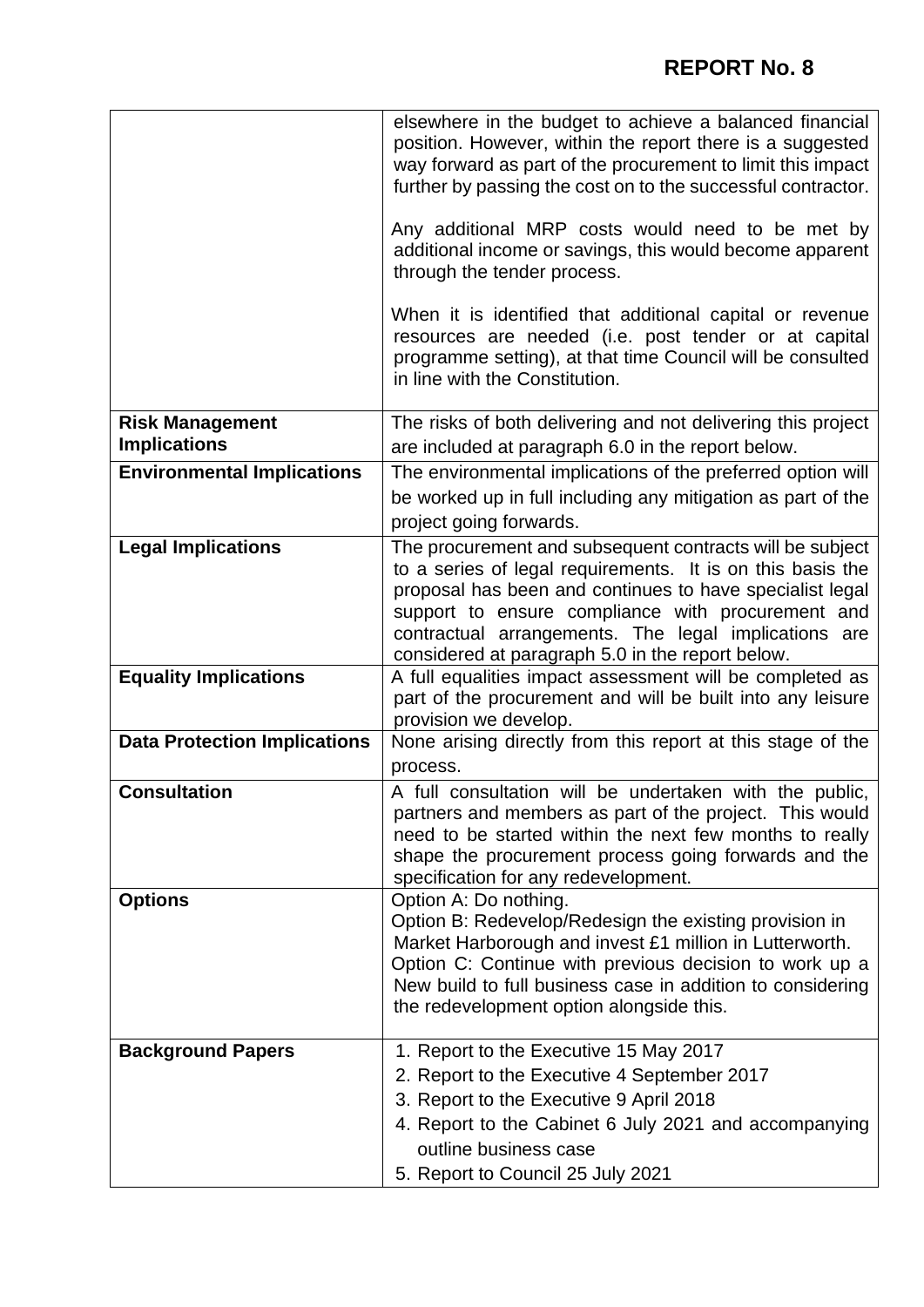**REPORT No. 8**

| | |
|---|---|
| | elsewhere in the budget to achieve a balanced financial position. However, within the report there is a suggested way forward as part of the procurement to limit this impact further by passing the cost on to the successful contractor.<br><br>Any additional MRP costs would need to be met by additional income or savings, this would become apparent through the tender process.<br><br>When it is identified that additional capital or revenue resources are needed (i.e. post tender or at capital programme setting), at that time Council will be consulted in line with the Constitution. |
| **Risk Management Implications** | The risks of both delivering and not delivering this project are included at paragraph 6.0 in the report below. |
| **Environmental Implications** | The environmental implications of the preferred option will be worked up in full including any mitigation as part of the project going forwards. |
| **Legal Implications** | The procurement and subsequent contracts will be subject to a series of legal requirements. It is on this basis the proposal has been and continues to have specialist legal support to ensure compliance with procurement and contractual arrangements. The legal implications are considered at paragraph 5.0 in the report below. |
| **Equality Implications** | A full equalities impact assessment will be completed as part of the procurement and will be built into any leisure provision we develop. |
| **Data Protection Implications** | None arising directly from this report at this stage of the process. |
| **Consultation** | A full consultation will be undertaken with the public, partners and members as part of the project. This would need to be started within the next few months to really shape the procurement process going forwards and the specification for any redevelopment. |
| **Options** | Option A: Do nothing.<br>Option B: Redevelop/Redesign the existing provision in Market Harborough and invest £1 million in Lutterworth.<br>Option C: Continue with previous decision to work up a New build to full business case in addition to considering the redevelopment option alongside this. |
| **Background Papers** | 1. Report to the Executive 15 May 2017<br>2. Report to the Executive 4 September 2017<br>3. Report to the Executive 9 April 2018<br>4. Report to the Cabinet 6 July 2021 and accompanying outline business case<br>5. Report to Council 25 July 2021 |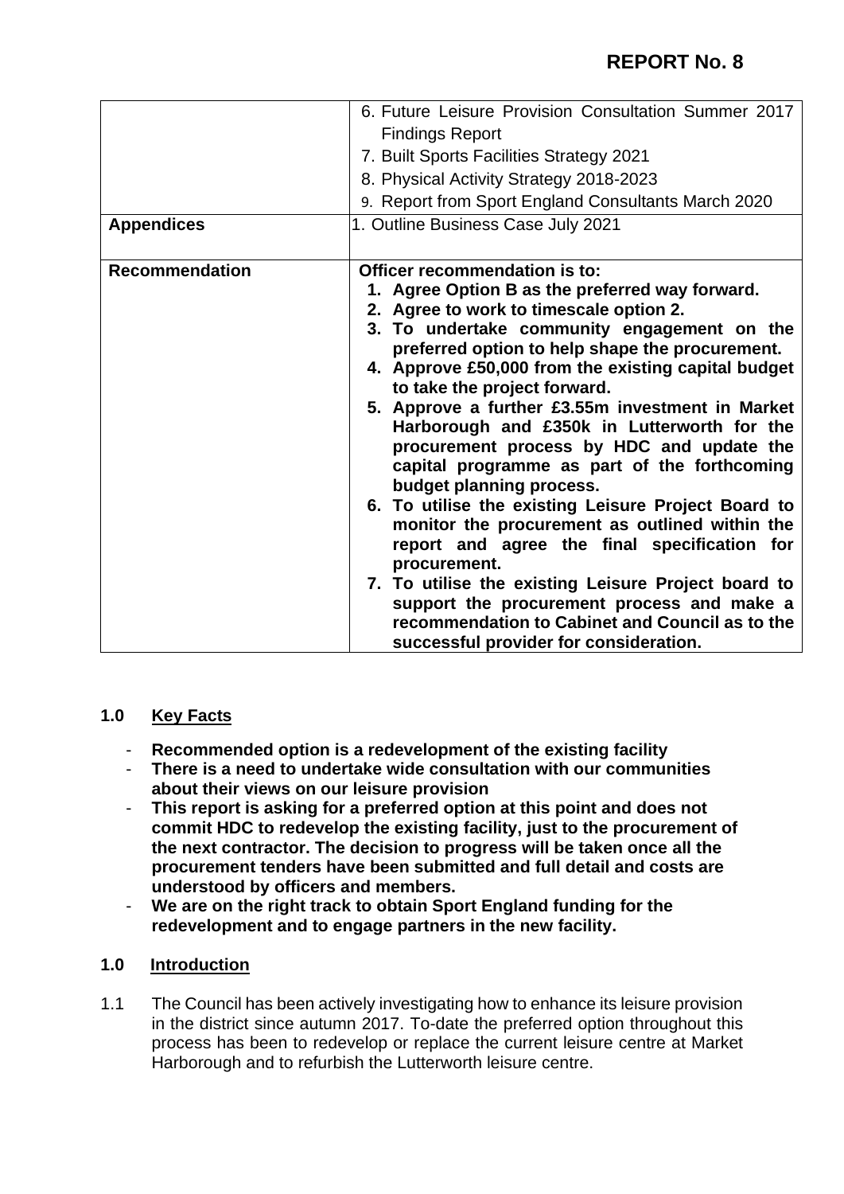# REPORT No. 8

| | |
|---|---|
| | 6. Future Leisure Provision Consultation Summer 2017 Findings Report<br>7. Built Sports Facilities Strategy 2021<br>8. Physical Activity Strategy 2018-2023<br>9. Report from Sport England Consultants March 2020 |
| **Appendices** | 1. Outline Business Case July 2021 |
| **Recommendation** | **Officer recommendation is to:**<br>**1. Agree Option B as the preferred way forward.**<br>**2. Agree to work to timescale option 2.**<br>**3. To undertake community engagement on the preferred option to help shape the procurement.**<br>**4. Approve £50,000 from the existing capital budget to take the project forward.**<br>**5. Approve a further £3.55m investment in Market Harborough and £350k in Lutterworth for the procurement process by HDC and update the capital programme as part of the forthcoming budget planning process.**<br>**6. To utilise the existing Leisure Project Board to monitor the procurement as outlined within the report and agree the final specification for procurement.**<br>**7. To utilise the existing Leisure Project board to support the procurement process and make a recommendation to Cabinet and Council as to the successful provider for consideration.** |

## 1.0 Key Facts

- **Recommended option is a redevelopment of the existing facility**
- **There is a need to undertake wide consultation with our communities about their views on our leisure provision**
- **This report is asking for a preferred option at this point and does not commit HDC to redevelop the existing facility, just to the procurement of the next contractor. The decision to progress will be taken once all the procurement tenders have been submitted and full detail and costs are understood by officers and members.**
- **We are on the right track to obtain Sport England funding for the redevelopment and to engage partners in the new facility.**

## 1.0 Introduction

1.1 The Council has been actively investigating how to enhance its leisure provision in the district since autumn 2017. To-date the preferred option throughout this process has been to redevelop or replace the current leisure centre at Market Harborough and to refurbish the Lutterworth leisure centre.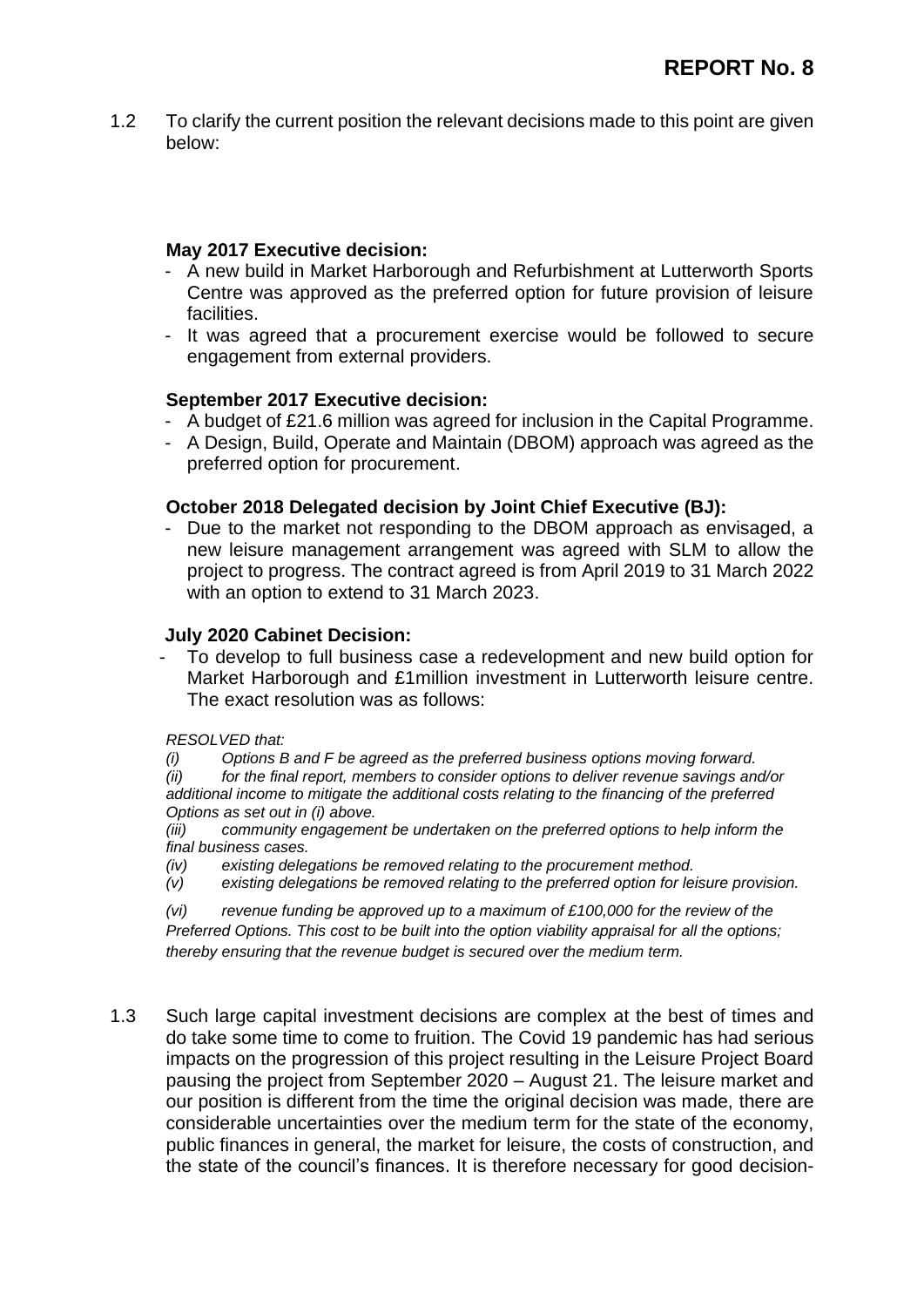1.2 To clarify the current position the relevant decisions made to this point are given below:

**May 2017 Executive decision:**

- A new build in Market Harborough and Refurbishment at Lutterworth Sports Centre was approved as the preferred option for future provision of leisure facilities.
- It was agreed that a procurement exercise would be followed to secure engagement from external providers.

**September 2017 Executive decision:**

- A budget of £21.6 million was agreed for inclusion in the Capital Programme.
- A Design, Build, Operate and Maintain (DBOM) approach was agreed as the preferred option for procurement.

**October 2018 Delegated decision by Joint Chief Executive (BJ):**

- Due to the market not responding to the DBOM approach as envisaged, a new leisure management arrangement was agreed with SLM to allow the project to progress. The contract agreed is from April 2019 to 31 March 2022 with an option to extend to 31 March 2023.

**July 2020 Cabinet Decision:**

- To develop to full business case a redevelopment and new build option for Market Harborough and £1million investment in Lutterworth leisure centre. The exact resolution was as follows:

*RESOLVED that:*

*(i) Options B and F be agreed as the preferred business options moving forward.*

*(ii) for the final report, members to consider options to deliver revenue savings and/or additional income to mitigate the additional costs relating to the financing of the preferred Options as set out in (i) above.*

*(iii) community engagement be undertaken on the preferred options to help inform the final business cases.*

*(iv) existing delegations be removed relating to the procurement method.*

*(v) existing delegations be removed relating to the preferred option for leisure provision.*

*(vi) revenue funding be approved up to a maximum of £100,000 for the review of the Preferred Options. This cost to be built into the option viability appraisal for all the options; thereby ensuring that the revenue budget is secured over the medium term.*

1.3 Such large capital investment decisions are complex at the best of times and do take some time to come to fruition. The Covid 19 pandemic has had serious impacts on the progression of this project resulting in the Leisure Project Board pausing the project from September 2020 – August 21. The leisure market and our position is different from the time the original decision was made, there are considerable uncertainties over the medium term for the state of the economy, public finances in general, the market for leisure, the costs of construction, and the state of the council's finances. It is therefore necessary for good decision-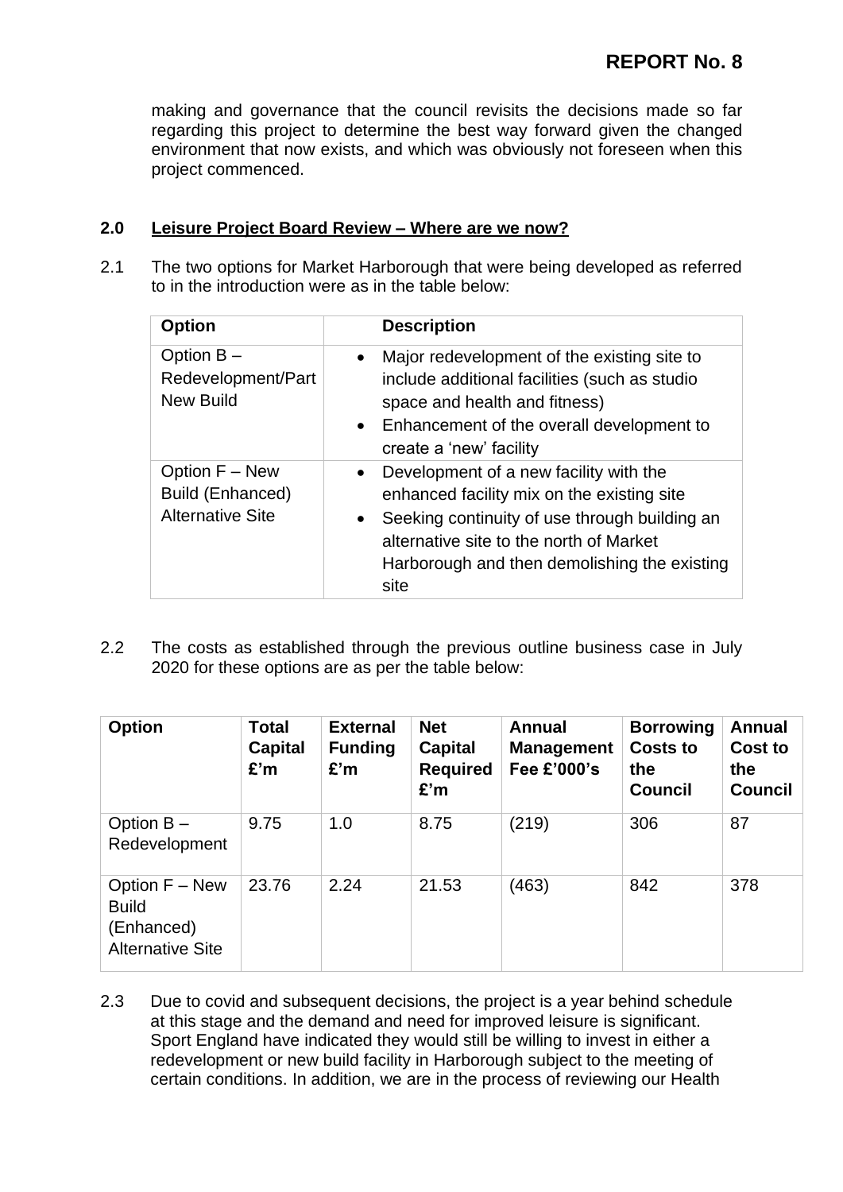making and governance that the council revisits the decisions made so far regarding this project to determine the best way forward given the changed environment that now exists, and which was obviously not foreseen when this project commenced.

## 2.0 Leisure Project Board Review – Where are we now?

2.1 The two options for Market Harborough that were being developed as referred to in the introduction were as in the table below:

| Option | Description |
| --- | --- |
| Option B – Redevelopment/Part New Build | • Major redevelopment of the existing site to include additional facilities (such as studio space and health and fitness)<br>• Enhancement of the overall development to create a 'new' facility |
| Option F – New Build (Enhanced) Alternative Site | • Development of a new facility with the enhanced facility mix on the existing site<br>• Seeking continuity of use through building an alternative site to the north of Market Harborough and then demolishing the existing site |

2.2 The costs as established through the previous outline business case in July 2020 for these options are as per the table below:

| Option | Total Capital £'m | External Funding £'m | Net Capital Required £'m | Annual Management Fee £'000's | Borrowing Costs to the Council | Annual Cost to the Council |
| --- | --- | --- | --- | --- | --- | --- |
| Option B – Redevelopment | 9.75 | 1.0 | 8.75 | (219) | 306 | 87 |
| Option F – New Build (Enhanced) Alternative Site | 23.76 | 2.24 | 21.53 | (463) | 842 | 378 |

2.3 Due to covid and subsequent decisions, the project is a year behind schedule at this stage and the demand and need for improved leisure is significant. Sport England have indicated they would still be willing to invest in either a redevelopment or new build facility in Harborough subject to the meeting of certain conditions. In addition, we are in the process of reviewing our Health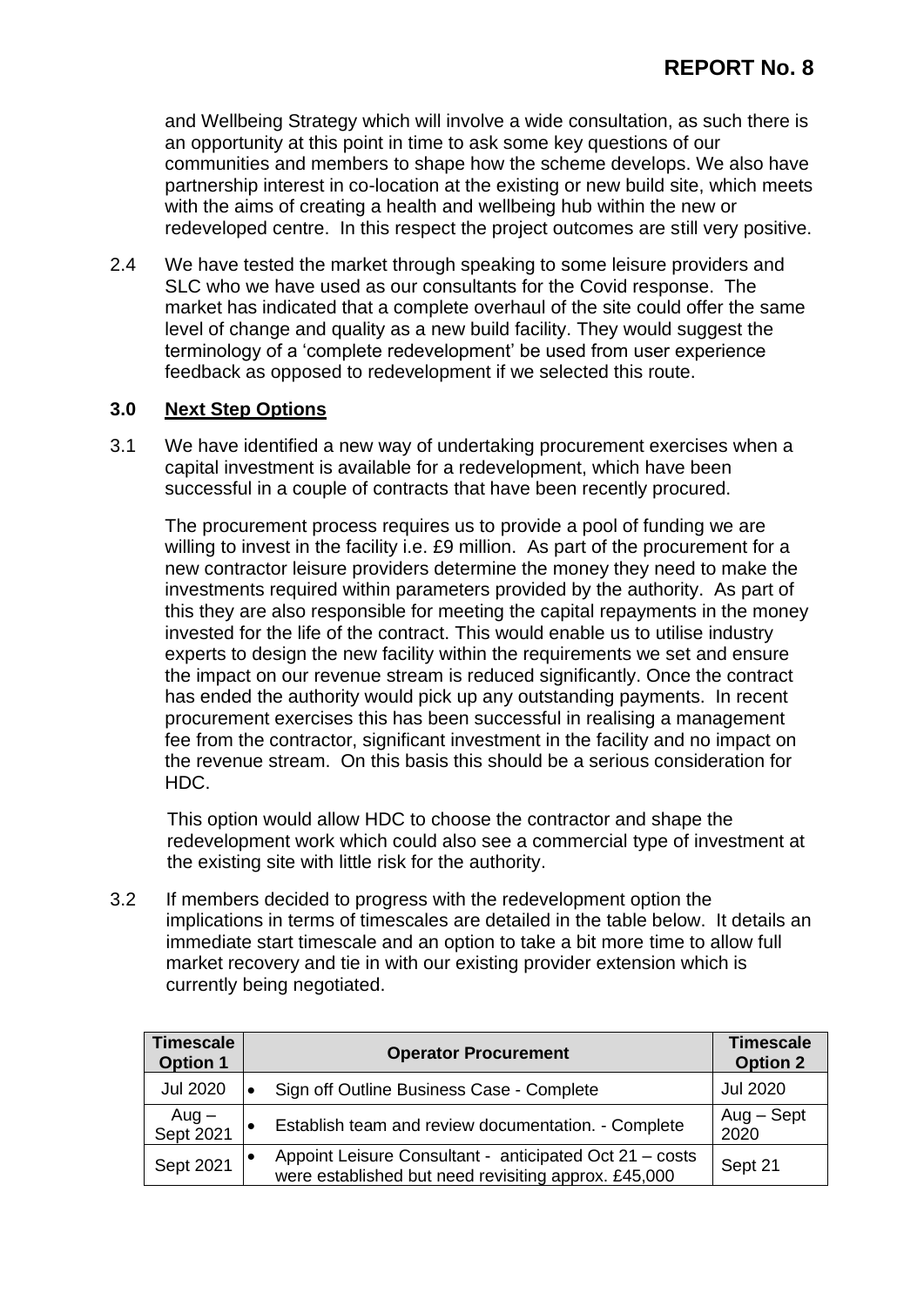and Wellbeing Strategy which will involve a wide consultation, as such there is an opportunity at this point in time to ask some key questions of our communities and members to shape how the scheme develops. We also have partnership interest in co-location at the existing or new build site, which meets with the aims of creating a health and wellbeing hub within the new or redeveloped centre. In this respect the project outcomes are still very positive.

2.4 We have tested the market through speaking to some leisure providers and SLC who we have used as our consultants for the Covid response. The market has indicated that a complete overhaul of the site could offer the same level of change and quality as a new build facility. They would suggest the terminology of a 'complete redevelopment' be used from user experience feedback as opposed to redevelopment if we selected this route.

## 3.0 Next Step Options

3.1 We have identified a new way of undertaking procurement exercises when a capital investment is available for a redevelopment, which have been successful in a couple of contracts that have been recently procured.

The procurement process requires us to provide a pool of funding we are willing to invest in the facility i.e. £9 million. As part of the procurement for a new contractor leisure providers determine the money they need to make the investments required within parameters provided by the authority. As part of this they are also responsible for meeting the capital repayments in the money invested for the life of the contract. This would enable us to utilise industry experts to design the new facility within the requirements we set and ensure the impact on our revenue stream is reduced significantly. Once the contract has ended the authority would pick up any outstanding payments. In recent procurement exercises this has been successful in realising a management fee from the contractor, significant investment in the facility and no impact on the revenue stream. On this basis this should be a serious consideration for HDC.

This option would allow HDC to choose the contractor and shape the redevelopment work which could also see a commercial type of investment at the existing site with little risk for the authority.

3.2 If members decided to progress with the redevelopment option the implications in terms of timescales are detailed in the table below. It details an immediate start timescale and an option to take a bit more time to allow full market recovery and tie in with our existing provider extension which is currently being negotiated.

| Timescale Option 1 | Operator Procurement | Timescale Option 2 |
|---|---|---|
| Jul 2020 | • Sign off Outline Business Case - Complete | Jul 2020 |
| Aug – Sept 2021 | • Establish team and review documentation. - Complete | Aug – Sept 2020 |
| Sept 2021 | • Appoint Leisure Consultant - anticipated Oct 21 – costs were established but need revisiting approx. £45,000 | Sept 21 |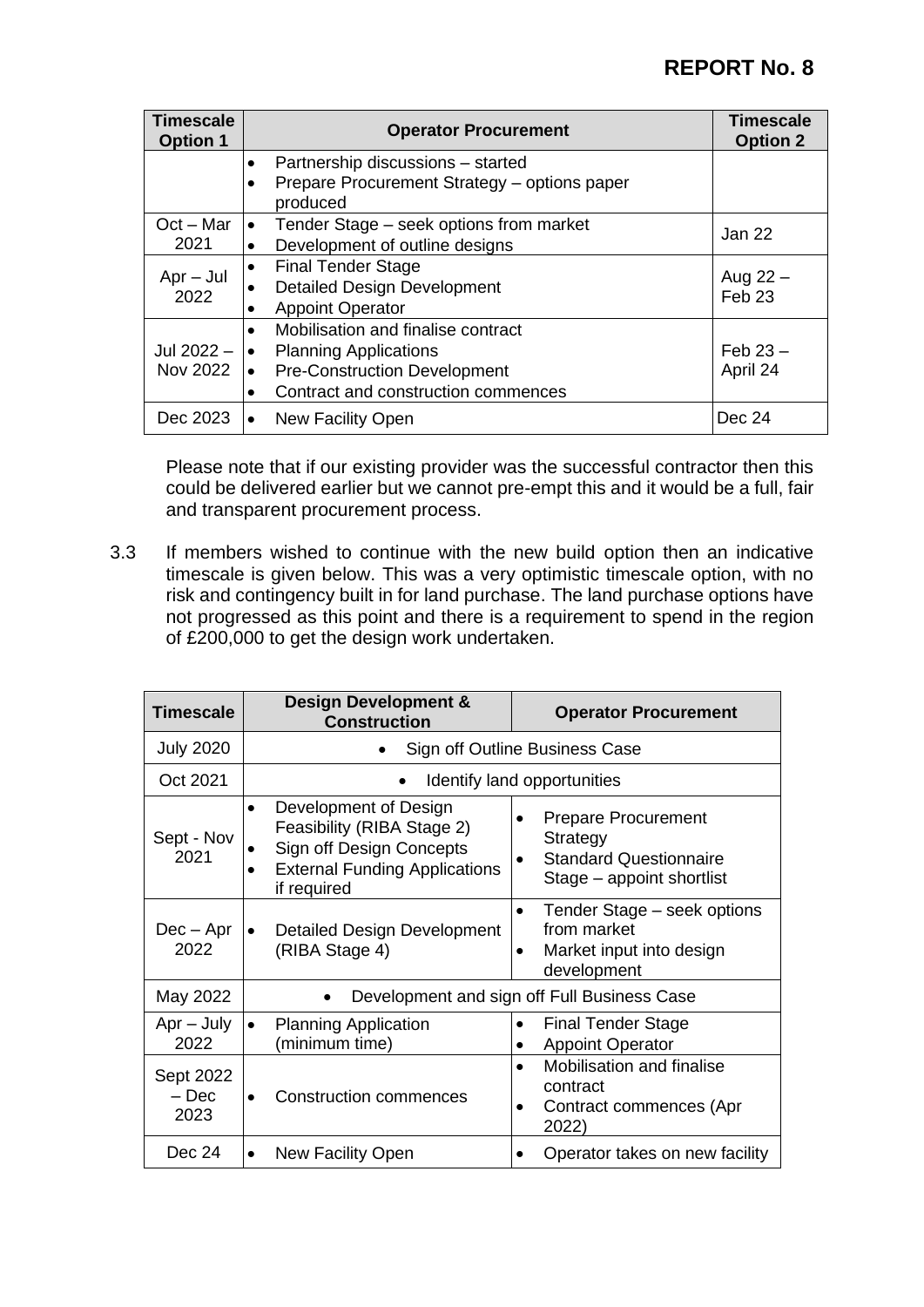| Timescale Option 1 | Operator Procurement | Timescale Option 2 |
|---|---|---|
| | • Partnership discussions – started<br>• Prepare Procurement Strategy – options paper produced | |
| Oct – Mar 2021 | • Tender Stage – seek options from market<br>• Development of outline designs | Jan 22 |
| Apr – Jul 2022 | • Final Tender Stage<br>• Detailed Design Development<br>• Appoint Operator | Aug 22 – Feb 23 |
| Jul 2022 – Nov 2022 | • Mobilisation and finalise contract<br>• Planning Applications<br>• Pre-Construction Development<br>• Contract and construction commences | Feb 23 – April 24 |
| Dec 2023 | • New Facility Open | Dec 24 |

Please note that if our existing provider was the successful contractor then this could be delivered earlier but we cannot pre-empt this and it would be a full, fair and transparent procurement process.

3.3 If members wished to continue with the new build option then an indicative timescale is given below. This was a very optimistic timescale option, with no risk and contingency built in for land purchase. The land purchase options have not progressed as this point and there is a requirement to spend in the region of £200,000 to get the design work undertaken.

| Timescale | Design Development & Construction | Operator Procurement |
|---|---|---|
| July 2020 | • Sign off Outline Business Case | |
| Oct 2021 | • Identify land opportunities | |
| Sept - Nov 2021 | • Development of Design Feasibility (RIBA Stage 2)<br>• Sign off Design Concepts<br>• External Funding Applications if required | • Prepare Procurement Strategy<br>• Standard Questionnaire Stage – appoint shortlist |
| Dec – Apr 2022 | • Detailed Design Development (RIBA Stage 4) | • Tender Stage – seek options from market<br>• Market input into design development |
| May 2022 | • Development and sign off Full Business Case | |
| Apr – July 2022 | • Planning Application (minimum time) | • Final Tender Stage<br>• Appoint Operator |
| Sept 2022 – Dec 2023 | • Construction commences | • Mobilisation and finalise contract<br>• Contract commences (Apr 2022) |
| Dec 24 | • New Facility Open | • Operator takes on new facility |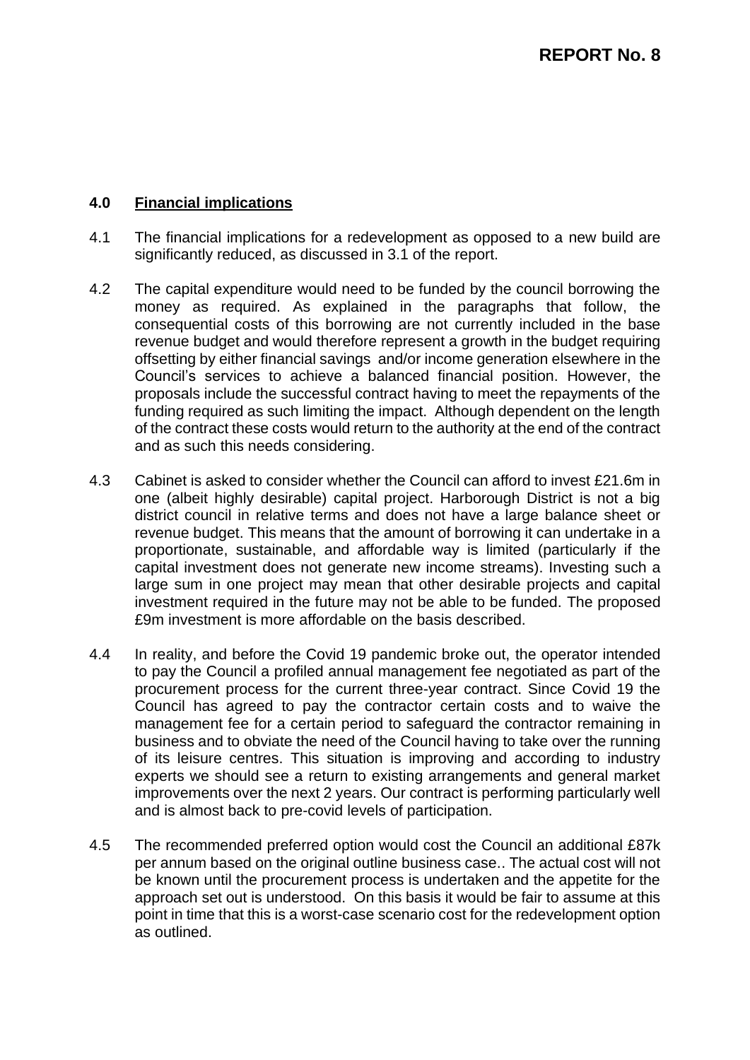**REPORT No. 8**

## 4.0 Financial implications

4.1 The financial implications for a redevelopment as opposed to a new build are significantly reduced, as discussed in 3.1 of the report.

4.2 The capital expenditure would need to be funded by the council borrowing the money as required. As explained in the paragraphs that follow, the consequential costs of this borrowing are not currently included in the base revenue budget and would therefore represent a growth in the budget requiring offsetting by either financial savings and/or income generation elsewhere in the Council's services to achieve a balanced financial position. However, the proposals include the successful contract having to meet the repayments of the funding required as such limiting the impact. Although dependent on the length of the contract these costs would return to the authority at the end of the contract and as such this needs considering.

4.3 Cabinet is asked to consider whether the Council can afford to invest £21.6m in one (albeit highly desirable) capital project. Harborough District is not a big district council in relative terms and does not have a large balance sheet or revenue budget. This means that the amount of borrowing it can undertake in a proportionate, sustainable, and affordable way is limited (particularly if the capital investment does not generate new income streams). Investing such a large sum in one project may mean that other desirable projects and capital investment required in the future may not be able to be funded. The proposed £9m investment is more affordable on the basis described.

4.4 In reality, and before the Covid 19 pandemic broke out, the operator intended to pay the Council a profiled annual management fee negotiated as part of the procurement process for the current three-year contract. Since Covid 19 the Council has agreed to pay the contractor certain costs and to waive the management fee for a certain period to safeguard the contractor remaining in business and to obviate the need of the Council having to take over the running of its leisure centres. This situation is improving and according to industry experts we should see a return to existing arrangements and general market improvements over the next 2 years. Our contract is performing particularly well and is almost back to pre-covid levels of participation.

4.5 The recommended preferred option would cost the Council an additional £87k per annum based on the original outline business case.. The actual cost will not be known until the procurement process is undertaken and the appetite for the approach set out is understood. On this basis it would be fair to assume at this point in time that this is a worst-case scenario cost for the redevelopment option as outlined.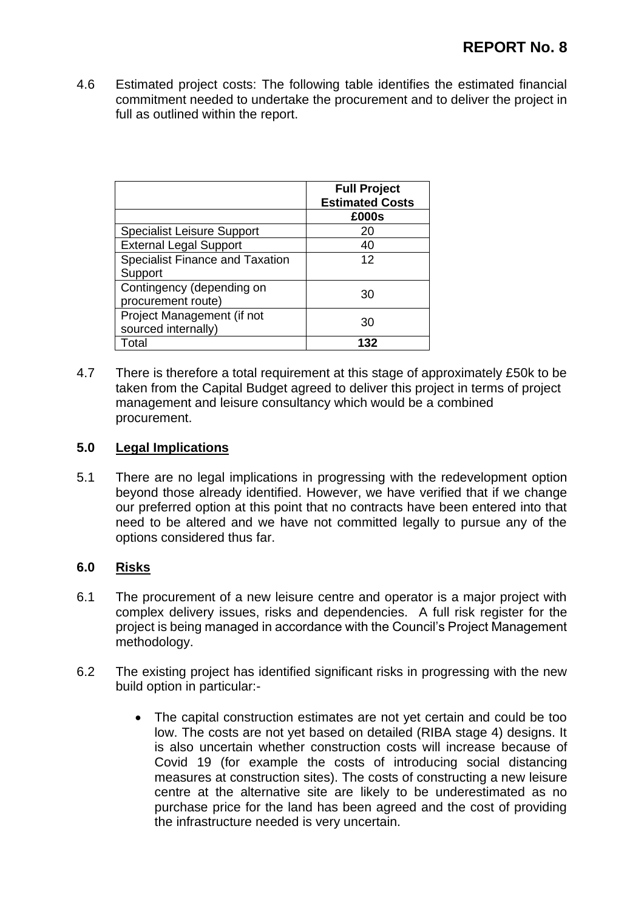4.6 Estimated project costs: The following table identifies the estimated financial commitment needed to undertake the procurement and to deliver the project in full as outlined within the report.

| | **Full Project Estimated Costs** |
|---|---|
| | **£000s** |
| Specialist Leisure Support | 20 |
| External Legal Support | 40 |
| Specialist Finance and Taxation Support | 12 |
| Contingency (depending on procurement route) | 30 |
| Project Management (if not sourced internally) | 30 |
| Total | **132** |

4.7 There is therefore a total requirement at this stage of approximately £50k to be taken from the Capital Budget agreed to deliver this project in terms of project management and leisure consultancy which would be a combined procurement.

## 5.0 Legal Implications

5.1 There are no legal implications in progressing with the redevelopment option beyond those already identified. However, we have verified that if we change our preferred option at this point that no contracts have been entered into that need to be altered and we have not committed legally to pursue any of the options considered thus far.

## 6.0 Risks

6.1 The procurement of a new leisure centre and operator is a major project with complex delivery issues, risks and dependencies. A full risk register for the project is being managed in accordance with the Council's Project Management methodology.

6.2 The existing project has identified significant risks in progressing with the new build option in particular:-

- The capital construction estimates are not yet certain and could be too low. The costs are not yet based on detailed (RIBA stage 4) designs. It is also uncertain whether construction costs will increase because of Covid 19 (for example the costs of introducing social distancing measures at construction sites). The costs of constructing a new leisure centre at the alternative site are likely to be underestimated as no purchase price for the land has been agreed and the cost of providing the infrastructure needed is very uncertain.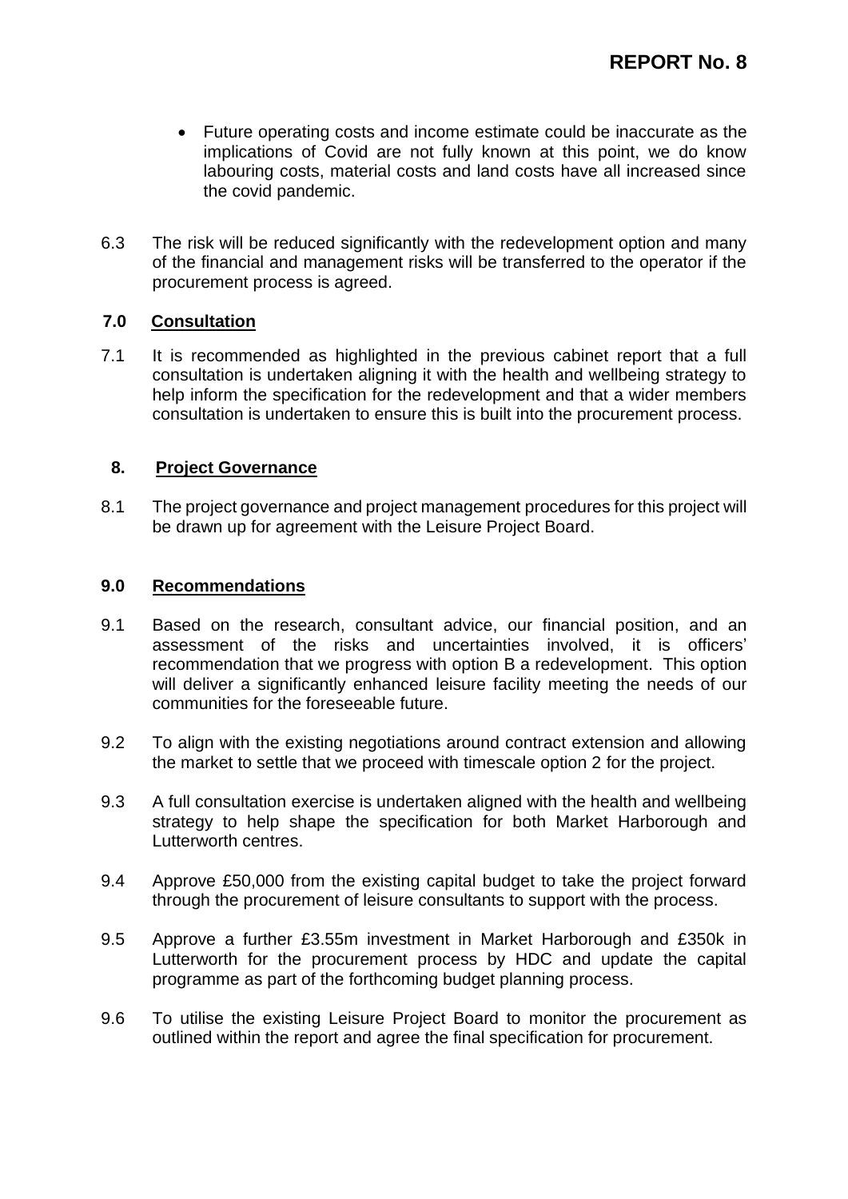- Future operating costs and income estimate could be inaccurate as the implications of Covid are not fully known at this point, we do know labouring costs, material costs and land costs have all increased since the covid pandemic.

6.3 The risk will be reduced significantly with the redevelopment option and many of the financial and management risks will be transferred to the operator if the procurement process is agreed.

## 7.0 Consultation

7.1 It is recommended as highlighted in the previous cabinet report that a full consultation is undertaken aligning it with the health and wellbeing strategy to help inform the specification for the redevelopment and that a wider members consultation is undertaken to ensure this is built into the procurement process.

## 8. Project Governance

8.1 The project governance and project management procedures for this project will be drawn up for agreement with the Leisure Project Board.

## 9.0 Recommendations

9.1 Based on the research, consultant advice, our financial position, and an assessment of the risks and uncertainties involved, it is officers' recommendation that we progress with option B a redevelopment. This option will deliver a significantly enhanced leisure facility meeting the needs of our communities for the foreseeable future.

9.2 To align with the existing negotiations around contract extension and allowing the market to settle that we proceed with timescale option 2 for the project.

9.3 A full consultation exercise is undertaken aligned with the health and wellbeing strategy to help shape the specification for both Market Harborough and Lutterworth centres.

9.4 Approve £50,000 from the existing capital budget to take the project forward through the procurement of leisure consultants to support with the process.

9.5 Approve a further £3.55m investment in Market Harborough and £350k in Lutterworth for the procurement process by HDC and update the capital programme as part of the forthcoming budget planning process.

9.6 To utilise the existing Leisure Project Board to monitor the procurement as outlined within the report and agree the final specification for procurement.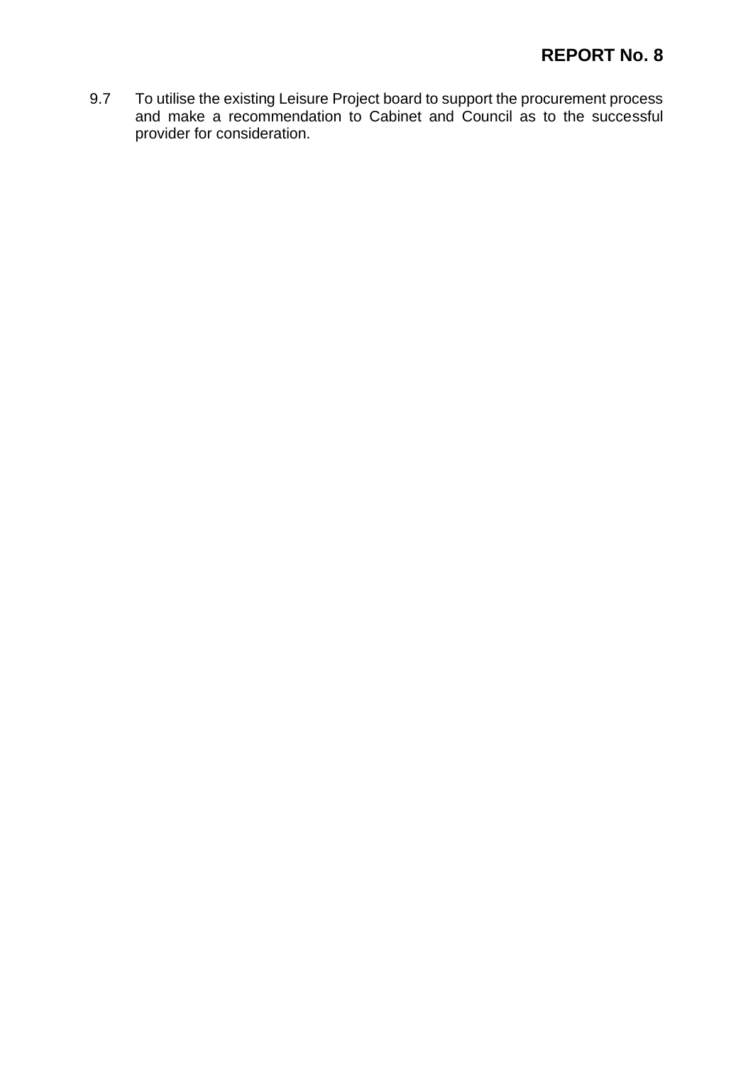9.7 To utilise the existing Leisure Project board to support the procurement process and make a recommendation to Cabinet and Council as to the successful provider for consideration.